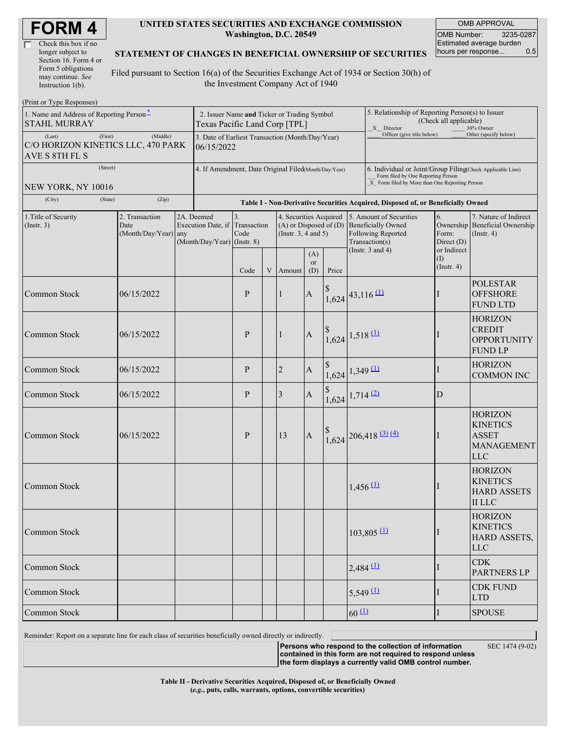# FORM 4

☐ Check this box if no longer subject to Section 16. Form 4 or Form 5 obligations may continue. *See* Instruction 1(b).

**UNITED STATES SECURITIES AND EXCHANGE COMMISSION**
**Washington, D.C. 20549**

**STATEMENT OF CHANGES IN BENEFICIAL OWNERSHIP OF SECURITIES**

Filed pursuant to Section 16(a) of the Securities Exchange Act of 1934 or Section 30(h) of the Investment Company Act of 1940

| OMB APPROVAL | |
|---|---|
| OMB Number: | 3235-0287 |
| Estimated average burden hours per response... | 0.5 |

(Print or Type Responses)

| 1. Name and Address of Reporting Person* | 2. Issuer Name and Ticker or Trading Symbol | 5. Relationship of Reporting Person(s) to Issuer (Check all applicable) |
|---|---|---|
| STAHL MURRAY | Texas Pacific Land Corp [TPL] | _X_ Director ___ 10% Owner ___ Officer (give title below) ___ Other (specify below) |
| (Last) (First) (Middle) C/O HORIZON KINETICS LLC, 470 PARK AVE S 8TH FL S | 3. Date of Earliest Transaction (Month/Day/Year) 06/15/2022 | |
| (Street) NEW YORK, NY 10016 | 4. If Amendment, Date Original Filed (Month/Day/Year) | 6. Individual or Joint/Group Filing (Check Applicable Line) ___ Form filed by One Reporting Person _X_ Form filed by More than One Reporting Person |
| (City) (State) (Zip) | | |

**Table I - Non-Derivative Securities Acquired, Disposed of, or Beneficially Owned**

| 1.Title of Security (Instr. 3) | 2. Transaction Date (Month/Day/Year) | 2A. Deemed Execution Date, if any (Month/Day/Year) | 3. Transaction Code (Instr. 8) | | 4. Securities Acquired (A) or Disposed of (D) (Instr. 3, 4 and 5) | | | 5. Amount of Securities Beneficially Owned Following Reported Transaction(s) (Instr. 3 and 4) | 6. Ownership Form: Direct (D) or Indirect (I) (Instr. 4) | 7. Nature of Indirect Beneficial Ownership (Instr. 4) |
|---|---|---|---|---|---|---|---|---|---|---|
| | | | Code | V | Amount | (A) or (D) | Price | | | |
| Common Stock | 06/15/2022 | | P | | 1 | A | $ 1,624 | 43,116 (1) | I | POLESTAR OFFSHORE FUND LTD |
| Common Stock | 06/15/2022 | | P | | 1 | A | $ 1,624 | 1,518 (1) | I | HORIZON CREDIT OPPORTUNITY FUND LP |
| Common Stock | 06/15/2022 | | P | | 2 | A | $ 1,624 | 1,349 (1) | I | HORIZON COMMON INC |
| Common Stock | 06/15/2022 | | P | | 3 | A | $ 1,624 | 1,714 (2) | D | |
| Common Stock | 06/15/2022 | | P | | 13 | A | $ 1,624 | 206,418 (3) (4) | I | HORIZON KINETICS ASSET MANAGEMENT LLC |
| Common Stock | | | | | | | | 1,456 (1) | I | HORIZON KINETICS HARD ASSETS II LLC |
| Common Stock | | | | | | | | 103,805 (1) | I | HORIZON KINETICS HARD ASSETS, LLC |
| Common Stock | | | | | | | | 2,484 (1) | I | CDK PARTNERS LP |
| Common Stock | | | | | | | | 5,549 (1) | I | CDK FUND LTD |
| Common Stock | | | | | | | | 60 (1) | I | SPOUSE |

Reminder: Report on a separate line for each class of securities beneficially owned directly or indirectly.

**Persons who respond to the collection of information contained in this form are not required to respond unless the form displays a currently valid OMB control number.**

SEC 1474 (9-02)

**Table II - Derivative Securities Acquired, Disposed of, or Beneficially Owned**
**(*e.g.*, puts, calls, warrants, options, convertible securities)**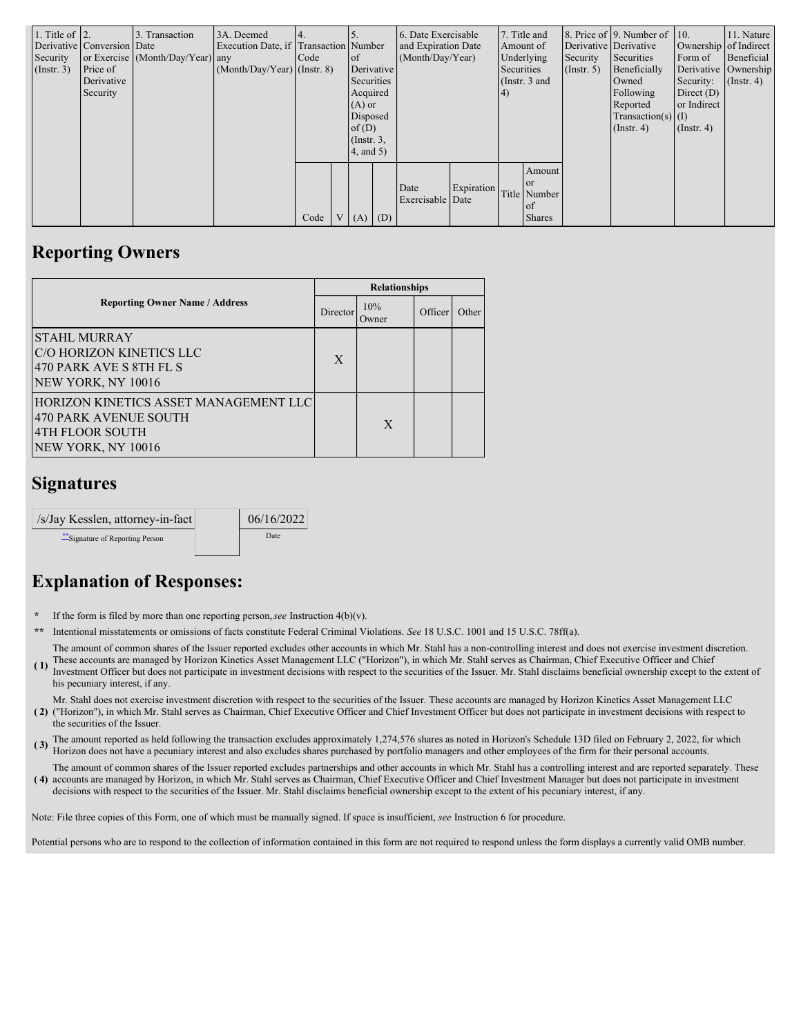| 1. Title of Derivative Security (Instr. 3) | 2. Conversion or Exercise Price of Derivative Security | 3. Transaction Date (Month/Day/Year) | 3A. Deemed Execution Date, if any (Month/Day/Year) | 4. Transaction Code (Instr. 8) | | 5. Number of Derivative Securities Acquired (A) or Disposed of (D) (Instr. 3, 4, and 5) | | 6. Date Exercisable and Expiration Date (Month/Day/Year) | | 7. Title and Amount of Underlying Securities (Instr. 3 and 4) | | 8. Price of Derivative Security (Instr. 5) | 9. Number of Derivative Securities Beneficially Owned Following Reported Transaction(s) (Instr. 4) | 10. Ownership Form of Derivative Security: Direct (D) or Indirect (I) (Instr. 4) | 11. Nature of Indirect Beneficial Ownership (Instr. 4) |
|---|---|---|---|---|---|---|---|---|---|---|---|---|---|---|---|
| | | | | Code | V | (A) | (D) | Date Exercisable | Expiration Date | Title | Amount or Number of Shares | | | | |

## Reporting Owners

| Reporting Owner Name / Address | Relationships | | | |
|---|---|---|---|---|
| | Director | 10% Owner | Officer | Other |
| STAHL MURRAY<br>C/O HORIZON KINETICS LLC<br>470 PARK AVE S 8TH FL S<br>NEW YORK, NY 10016 | X | | | |
| HORIZON KINETICS ASSET MANAGEMENT LLC<br>470 PARK AVENUE SOUTH<br>4TH FLOOR SOUTH<br>NEW YORK, NY 10016 | | X | | |

## Signatures

| /s/Jay Kesslen, attorney-in-fact | | 06/16/2022 |
|---|---|---|
| **Signature of Reporting Person | | Date |

## Explanation of Responses:

\* If the form is filed by more than one reporting person, *see* Instruction 4(b)(v).

\*\* Intentional misstatements or omissions of facts constitute Federal Criminal Violations. *See* 18 U.S.C. 1001 and 15 U.S.C. 78ff(a).

(1) The amount of common shares of the Issuer reported excludes other accounts in which Mr. Stahl has a non-controlling interest and does not exercise investment discretion. These accounts are managed by Horizon Kinetics Asset Management LLC ("Horizon"), in which Mr. Stahl serves as Chairman, Chief Executive Officer and Chief Investment Officer but does not participate in investment decisions with respect to the securities of the Issuer. Mr. Stahl disclaims beneficial ownership except to the extent of his pecuniary interest, if any.

(2) Mr. Stahl does not exercise investment discretion with respect to the securities of the Issuer. These accounts are managed by Horizon Kinetics Asset Management LLC ("Horizon"), in which Mr. Stahl serves as Chairman, Chief Executive Officer and Chief Investment Officer but does not participate in investment decisions with respect to the securities of the Issuer.

(3) The amount reported as held following the transaction excludes approximately 1,274,576 shares as noted in Horizon's Schedule 13D filed on February 2, 2022, for which Horizon does not have a pecuniary interest and also excludes shares purchased by portfolio managers and other employees of the firm for their personal accounts.

(4) The amount of common shares of the Issuer reported excludes partnerships and other accounts in which Mr. Stahl has a controlling interest and are reported separately. These accounts are managed by Horizon, in which Mr. Stahl serves as Chairman, Chief Executive Officer and Chief Investment Manager but does not participate in investment decisions with respect to the securities of the Issuer. Mr. Stahl disclaims beneficial ownership except to the extent of his pecuniary interest, if any.

Note: File three copies of this Form, one of which must be manually signed. If space is insufficient, *see* Instruction 6 for procedure.

Potential persons who are to respond to the collection of information contained in this form are not required to respond unless the form displays a currently valid OMB number.